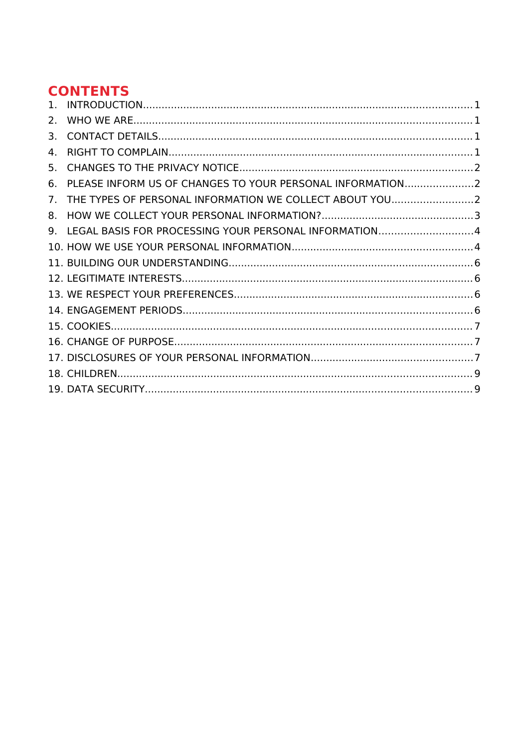## CONTENTS

1. INTRODUCTION........................................................................................................1
2. WHO WE ARE...........................................................................................................1
3. CONTACT DETAILS...................................................................................................1
4. RIGHT TO COMPLAIN................................................................................................1
5. CHANGES TO THE PRIVACY NOTICE.........................................................................2
6. PLEASE INFORM US OF CHANGES TO YOUR PERSONAL INFORMATION.....................2
7. THE TYPES OF PERSONAL INFORMATION WE COLLECT ABOUT YOU..........................2
8. HOW WE COLLECT YOUR PERSONAL INFORMATION?................................................3
9. LEGAL BASIS FOR PROCESSING YOUR PERSONAL INFORMATION..............................4
10. HOW WE USE YOUR PERSONAL INFORMATION.........................................................4
11. BUILDING OUR UNDERSTANDING.............................................................................6
12. LEGITIMATE INTERESTS............................................................................................6
13. WE RESPECT YOUR PREFERENCES...........................................................................6
14. ENGAGEMENT PERIODS............................................................................................6
15. COOKIES..................................................................................................................7
16. CHANGE OF PURPOSE..............................................................................................7
17. DISCLOSURES OF YOUR PERSONAL INFORMATION...................................................7
18. CHILDREN................................................................................................................9
19. DATA SECURITY........................................................................................................9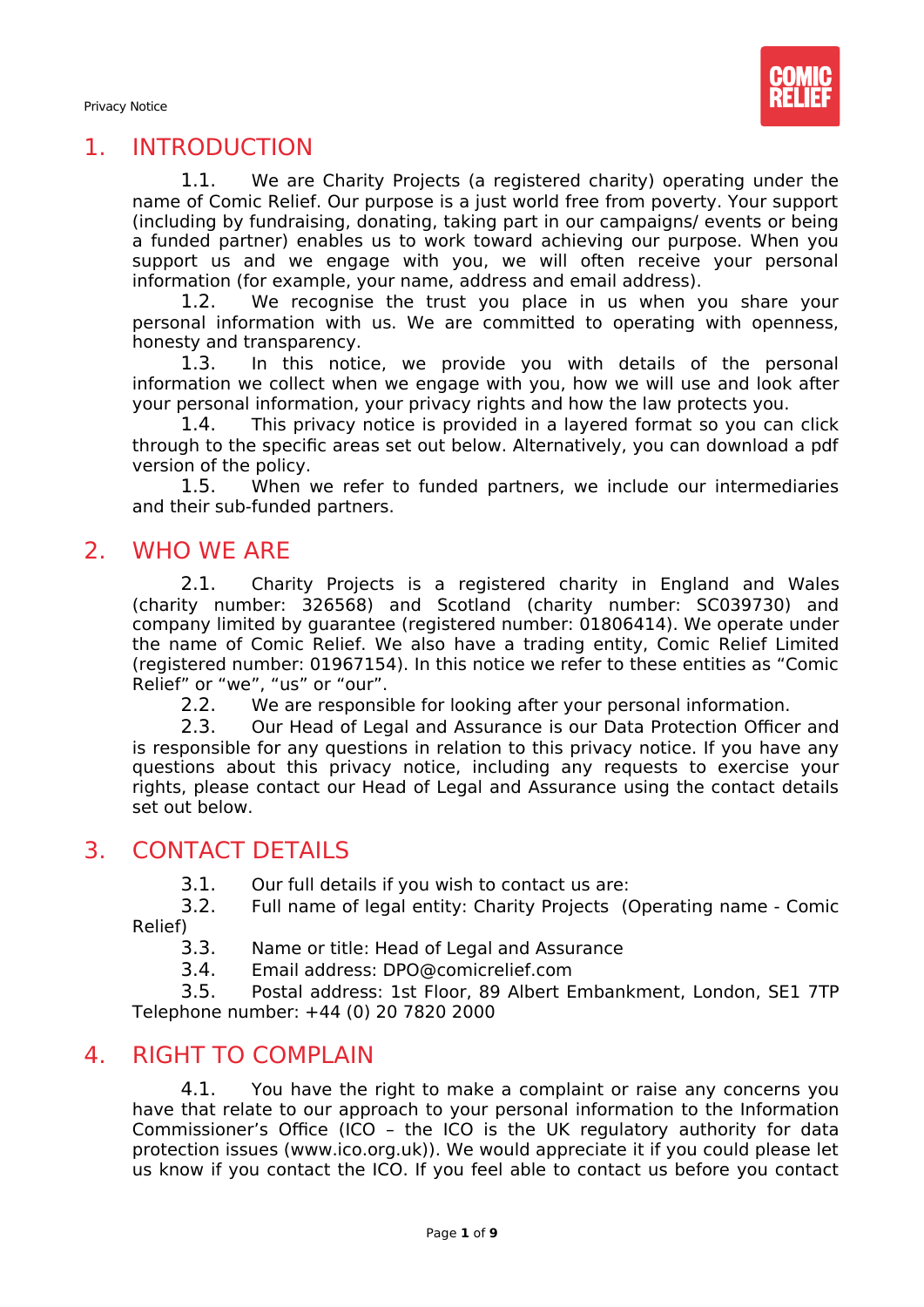# 1. INTRODUCTION

1.1. We are Charity Projects (a registered charity) operating under the name of Comic Relief. Our purpose is a just world free from poverty. Your support (including by fundraising, donating, taking part in our campaigns/ events or being a funded partner) enables us to work toward achieving our purpose. When you support us and we engage with you, we will often receive your personal information (for example, your name, address and email address).

1.2. We recognise the trust you place in us when you share your personal information with us. We are committed to operating with openness, honesty and transparency.

1.3. In this notice, we provide you with details of the personal information we collect when we engage with you, how we will use and look after your personal information, your privacy rights and how the law protects you.

1.4. This privacy notice is provided in a layered format so you can click through to the specific areas set out below. Alternatively, you can download a pdf version of the policy.

1.5. When we refer to funded partners, we include our intermediaries and their sub-funded partners.

# 2. WHO WE ARE

2.1. Charity Projects is a registered charity in England and Wales (charity number: 326568) and Scotland (charity number: SC039730) and company limited by guarantee (registered number: 01806414). We operate under the name of Comic Relief. We also have a trading entity, Comic Relief Limited (registered number: 01967154). In this notice we refer to these entities as "Comic Relief" or "we", "us" or "our".

2.2. We are responsible for looking after your personal information.

2.3. Our Head of Legal and Assurance is our Data Protection Officer and is responsible for any questions in relation to this privacy notice. If you have any questions about this privacy notice, including any requests to exercise your rights, please contact our Head of Legal and Assurance using the contact details set out below.

# 3. CONTACT DETAILS

3.1. Our full details if you wish to contact us are:

3.2. Full name of legal entity: Charity Projects (Operating name - Comic Relief)

3.3. Name or title: Head of Legal and Assurance

3.4. Email address: DPO@comicrelief.com

3.5. Postal address: 1st Floor, 89 Albert Embankment, London, SE1 7TP Telephone number: +44 (0) 20 7820 2000

# 4. RIGHT TO COMPLAIN

4.1. You have the right to make a complaint or raise any concerns you have that relate to our approach to your personal information to the Information Commissioner's Office (ICO – the ICO is the UK regulatory authority for data protection issues (www.ico.org.uk)). We would appreciate it if you could please let us know if you contact the ICO. If you feel able to contact us before you contact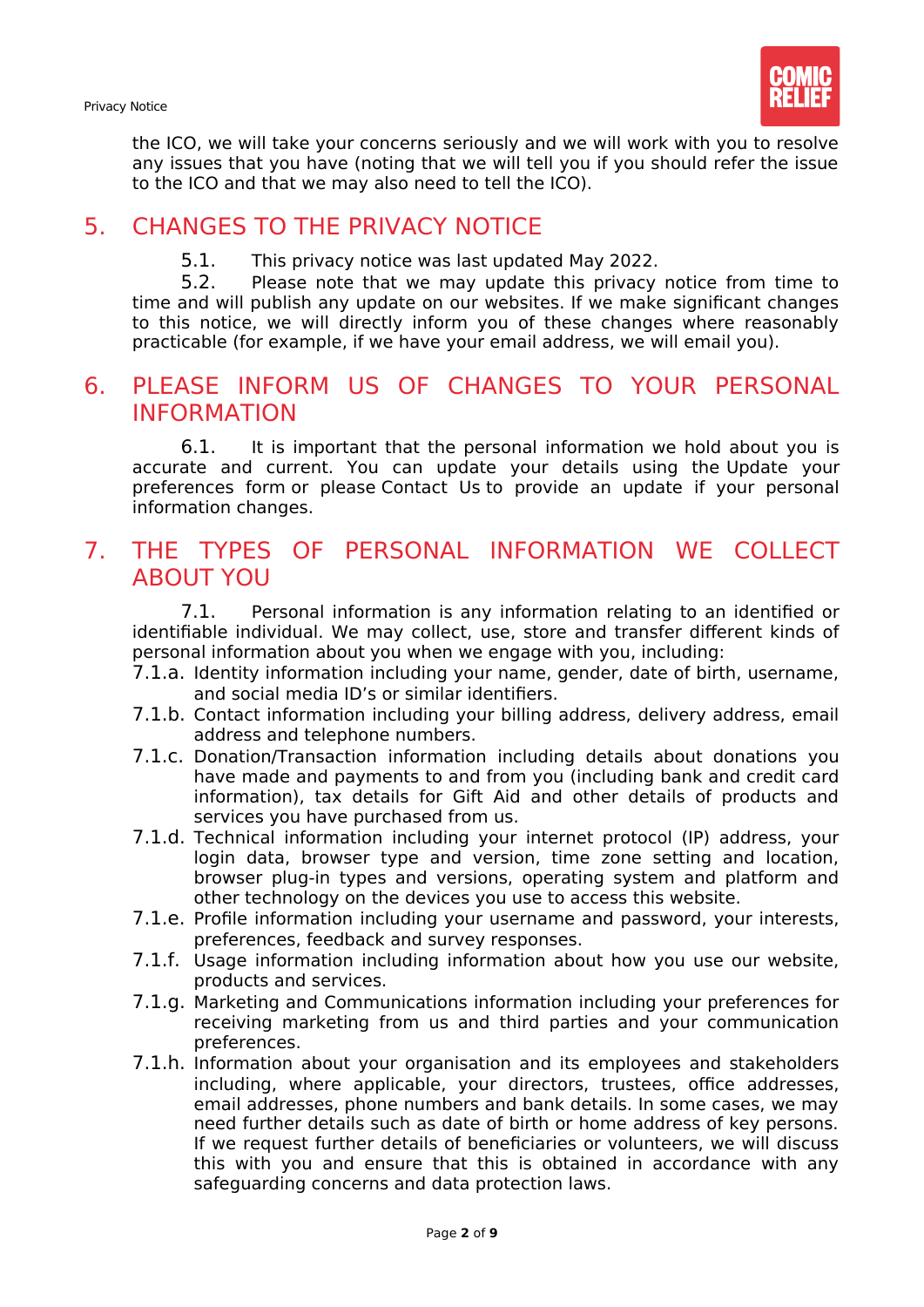the ICO, we will take your concerns seriously and we will work with you to resolve any issues that you have (noting that we will tell you if you should refer the issue to the ICO and that we may also need to tell the ICO).

## 5. CHANGES TO THE PRIVACY NOTICE

5.1. This privacy notice was last updated May 2022.

5.2. Please note that we may update this privacy notice from time to time and will publish any update on our websites. If we make significant changes to this notice, we will directly inform you of these changes where reasonably practicable (for example, if we have your email address, we will email you).

## 6. PLEASE INFORM US OF CHANGES TO YOUR PERSONAL INFORMATION

6.1. It is important that the personal information we hold about you is accurate and current. You can update your details using the Update your preferences form or please Contact Us to provide an update if your personal information changes.

## 7. THE TYPES OF PERSONAL INFORMATION WE COLLECT ABOUT YOU

7.1. Personal information is any information relating to an identified or identifiable individual. We may collect, use, store and transfer different kinds of personal information about you when we engage with you, including:

7.1.a. Identity information including your name, gender, date of birth, username, and social media ID's or similar identifiers.

7.1.b. Contact information including your billing address, delivery address, email address and telephone numbers.

7.1.c. Donation/Transaction information including details about donations you have made and payments to and from you (including bank and credit card information), tax details for Gift Aid and other details of products and services you have purchased from us.

7.1.d. Technical information including your internet protocol (IP) address, your login data, browser type and version, time zone setting and location, browser plug-in types and versions, operating system and platform and other technology on the devices you use to access this website.

7.1.e. Profile information including your username and password, your interests, preferences, feedback and survey responses.

7.1.f. Usage information including information about how you use our website, products and services.

7.1.g. Marketing and Communications information including your preferences for receiving marketing from us and third parties and your communication preferences.

7.1.h. Information about your organisation and its employees and stakeholders including, where applicable, your directors, trustees, office addresses, email addresses, phone numbers and bank details. In some cases, we may need further details such as date of birth or home address of key persons. If we request further details of beneficiaries or volunteers, we will discuss this with you and ensure that this is obtained in accordance with any safeguarding concerns and data protection laws.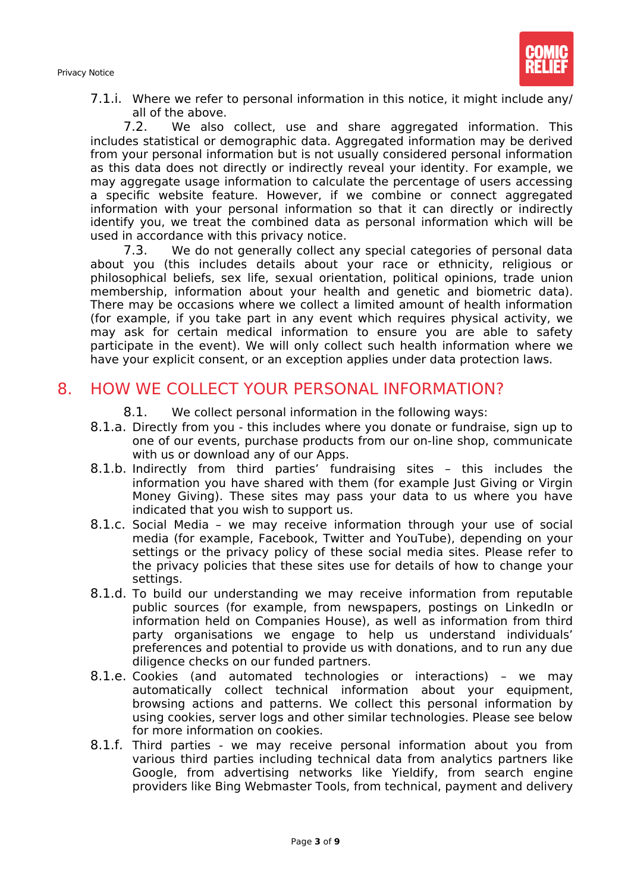7.1.i. Where we refer to personal information in this notice, it might include any/ all of the above.

7.2. We also collect, use and share aggregated information. This includes statistical or demographic data. Aggregated information may be derived from your personal information but is not usually considered personal information as this data does not directly or indirectly reveal your identity. For example, we may aggregate usage information to calculate the percentage of users accessing a specific website feature. However, if we combine or connect aggregated information with your personal information so that it can directly or indirectly identify you, we treat the combined data as personal information which will be used in accordance with this privacy notice.

7.3. We do not generally collect any special categories of personal data about you (this includes details about your race or ethnicity, religious or philosophical beliefs, sex life, sexual orientation, political opinions, trade union membership, information about your health and genetic and biometric data). There may be occasions where we collect a limited amount of health information (for example, if you take part in any event which requires physical activity, we may ask for certain medical information to ensure you are able to safety participate in the event). We will only collect such health information where we have your explicit consent, or an exception applies under data protection laws.

## 8. HOW WE COLLECT YOUR PERSONAL INFORMATION?

8.1. We collect personal information in the following ways:

8.1.a. Directly from you - this includes where you donate or fundraise, sign up to one of our events, purchase products from our on-line shop, communicate with us or download any of our Apps.

8.1.b. Indirectly from third parties' fundraising sites – this includes the information you have shared with them (for example Just Giving or Virgin Money Giving). These sites may pass your data to us where you have indicated that you wish to support us.

8.1.c. Social Media – we may receive information through your use of social media (for example, Facebook, Twitter and YouTube), depending on your settings or the privacy policy of these social media sites. Please refer to the privacy policies that these sites use for details of how to change your settings.

8.1.d. To build our understanding we may receive information from reputable public sources (for example, from newspapers, postings on LinkedIn or information held on Companies House), as well as information from third party organisations we engage to help us understand individuals' preferences and potential to provide us with donations, and to run any due diligence checks on our funded partners.

8.1.e. Cookies (and automated technologies or interactions) – we may automatically collect technical information about your equipment, browsing actions and patterns. We collect this personal information by using cookies, server logs and other similar technologies. Please see below for more information on cookies.

8.1.f. Third parties - we may receive personal information about you from various third parties including technical data from analytics partners like Google, from advertising networks like Yieldify, from search engine providers like Bing Webmaster Tools, from technical, payment and delivery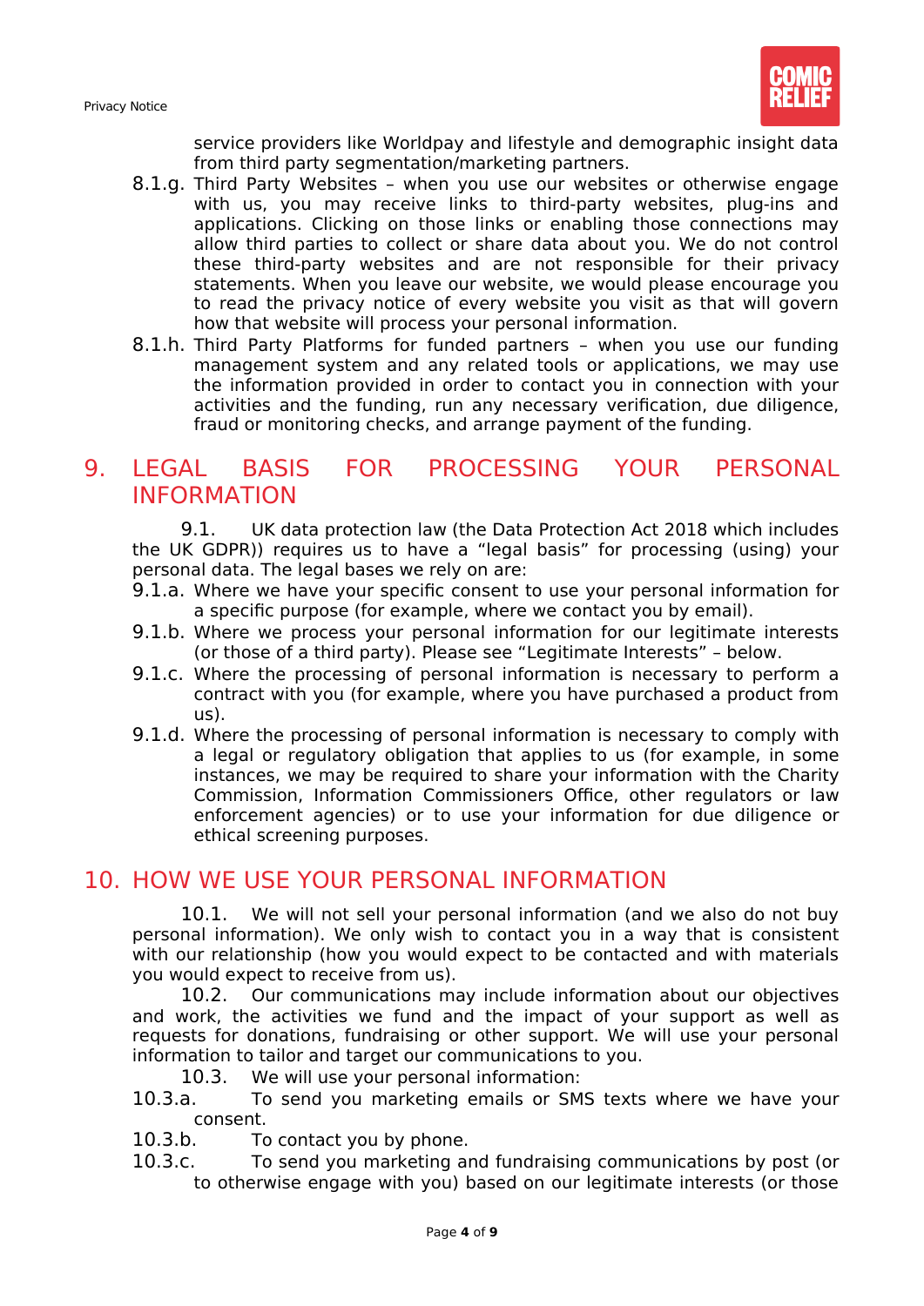service providers like Worldpay and lifestyle and demographic insight data from third party segmentation/marketing partners.

8.1.g. Third Party Websites – when you use our websites or otherwise engage with us, you may receive links to third-party websites, plug-ins and applications. Clicking on those links or enabling those connections may allow third parties to collect or share data about you. We do not control these third-party websites and are not responsible for their privacy statements. When you leave our website, we would please encourage you to read the privacy notice of every website you visit as that will govern how that website will process your personal information.

8.1.h. Third Party Platforms for funded partners – when you use our funding management system and any related tools or applications, we may use the information provided in order to contact you in connection with your activities and the funding, run any necessary verification, due diligence, fraud or monitoring checks, and arrange payment of the funding.

## 9. LEGAL BASIS FOR PROCESSING YOUR PERSONAL INFORMATION

9.1. UK data protection law (the Data Protection Act 2018 which includes the UK GDPR)) requires us to have a "legal basis" for processing (using) your personal data. The legal bases we rely on are:

9.1.a. Where we have your specific consent to use your personal information for a specific purpose (for example, where we contact you by email).

9.1.b. Where we process your personal information for our legitimate interests (or those of a third party). Please see "Legitimate Interests" – below.

9.1.c. Where the processing of personal information is necessary to perform a contract with you (for example, where you have purchased a product from us).

9.1.d. Where the processing of personal information is necessary to comply with a legal or regulatory obligation that applies to us (for example, in some instances, we may be required to share your information with the Charity Commission, Information Commissioners Office, other regulators or law enforcement agencies) or to use your information for due diligence or ethical screening purposes.

## 10. HOW WE USE YOUR PERSONAL INFORMATION

10.1. We will not sell your personal information (and we also do not buy personal information). We only wish to contact you in a way that is consistent with our relationship (how you would expect to be contacted and with materials you would expect to receive from us).

10.2. Our communications may include information about our objectives and work, the activities we fund and the impact of your support as well as requests for donations, fundraising or other support. We will use your personal information to tailor and target our communications to you.

10.3. We will use your personal information:

10.3.a. To send you marketing emails or SMS texts where we have your consent.

10.3.b. To contact you by phone.

10.3.c. To send you marketing and fundraising communications by post (or to otherwise engage with you) based on our legitimate interests (or those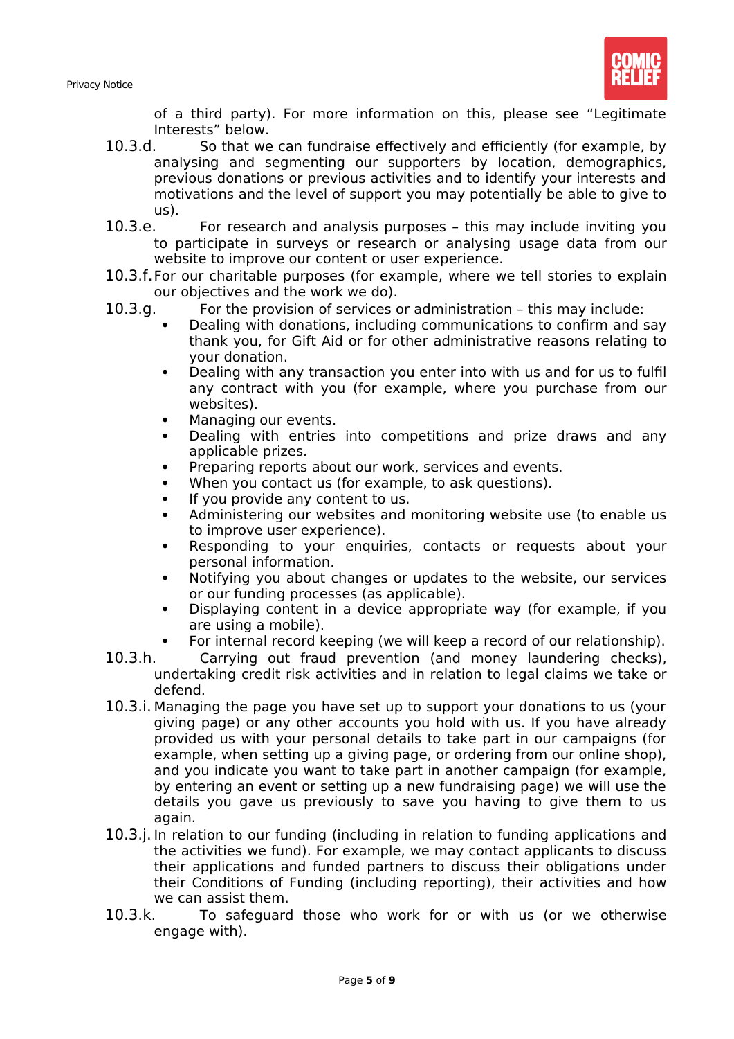of a third party). For more information on this, please see “Legitimate Interests” below.

10.3.d. So that we can fundraise effectively and efficiently (for example, by analysing and segmenting our supporters by location, demographics, previous donations or previous activities and to identify your interests and motivations and the level of support you may potentially be able to give to us).

10.3.e. For research and analysis purposes – this may include inviting you to participate in surveys or research or analysing usage data from our website to improve our content or user experience.

10.3.f. For our charitable purposes (for example, where we tell stories to explain our objectives and the work we do).

10.3.g. For the provision of services or administration – this may include:

- Dealing with donations, including communications to confirm and say thank you, for Gift Aid or for other administrative reasons relating to your donation.
- Dealing with any transaction you enter into with us and for us to fulfil any contract with you (for example, where you purchase from our websites).
- Managing our events.
- Dealing with entries into competitions and prize draws and any applicable prizes.
- Preparing reports about our work, services and events.
- When you contact us (for example, to ask questions).
- If you provide any content to us.
- Administering our websites and monitoring website use (to enable us to improve user experience).
- Responding to your enquiries, contacts or requests about your personal information.
- Notifying you about changes or updates to the website, our services or our funding processes (as applicable).
- Displaying content in a device appropriate way (for example, if you are using a mobile).
- For internal record keeping (we will keep a record of our relationship).

10.3.h. Carrying out fraud prevention (and money laundering checks), undertaking credit risk activities and in relation to legal claims we take or defend.

10.3.i. Managing the page you have set up to support your donations to us (your giving page) or any other accounts you hold with us. If you have already provided us with your personal details to take part in our campaigns (for example, when setting up a giving page, or ordering from our online shop), and you indicate you want to take part in another campaign (for example, by entering an event or setting up a new fundraising page) we will use the details you gave us previously to save you having to give them to us again.

10.3.j. In relation to our funding (including in relation to funding applications and the activities we fund). For example, we may contact applicants to discuss their applications and funded partners to discuss their obligations under their Conditions of Funding (including reporting), their activities and how we can assist them.

10.3.k. To safeguard those who work for or with us (or we otherwise engage with).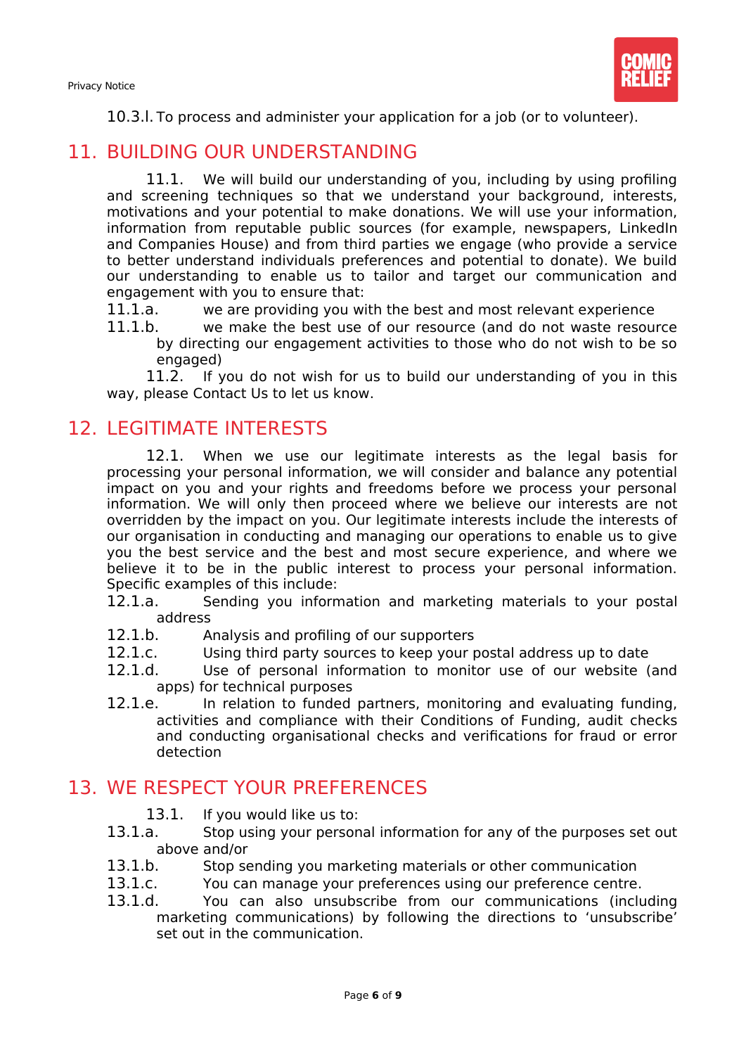10.3.l. To process and administer your application for a job (or to volunteer).

## 11. BUILDING OUR UNDERSTANDING

11.1. We will build our understanding of you, including by using profiling and screening techniques so that we understand your background, interests, motivations and your potential to make donations. We will use your information, information from reputable public sources (for example, newspapers, LinkedIn and Companies House) and from third parties we engage (who provide a service to better understand individuals preferences and potential to donate). We build our understanding to enable us to tailor and target our communication and engagement with you to ensure that:

11.1.a. we are providing you with the best and most relevant experience

11.1.b. we make the best use of our resource (and do not waste resource by directing our engagement activities to those who do not wish to be so engaged)

11.2. If you do not wish for us to build our understanding of you in this way, please Contact Us to let us know.

## 12. LEGITIMATE INTERESTS

12.1. When we use our legitimate interests as the legal basis for processing your personal information, we will consider and balance any potential impact on you and your rights and freedoms before we process your personal information. We will only then proceed where we believe our interests are not overridden by the impact on you. Our legitimate interests include the interests of our organisation in conducting and managing our operations to enable us to give you the best service and the best and most secure experience, and where we believe it to be in the public interest to process your personal information. Specific examples of this include:

12.1.a. Sending you information and marketing materials to your postal address

12.1.b. Analysis and profiling of our supporters

12.1.c. Using third party sources to keep your postal address up to date

12.1.d. Use of personal information to monitor use of our website (and apps) for technical purposes

12.1.e. In relation to funded partners, monitoring and evaluating funding, activities and compliance with their Conditions of Funding, audit checks and conducting organisational checks and verifications for fraud or error detection

## 13. WE RESPECT YOUR PREFERENCES

13.1. If you would like us to:

13.1.a. Stop using your personal information for any of the purposes set out above and/or

13.1.b. Stop sending you marketing materials or other communication

13.1.c. You can manage your preferences using our preference centre.

13.1.d. You can also unsubscribe from our communications (including marketing communications) by following the directions to 'unsubscribe' set out in the communication.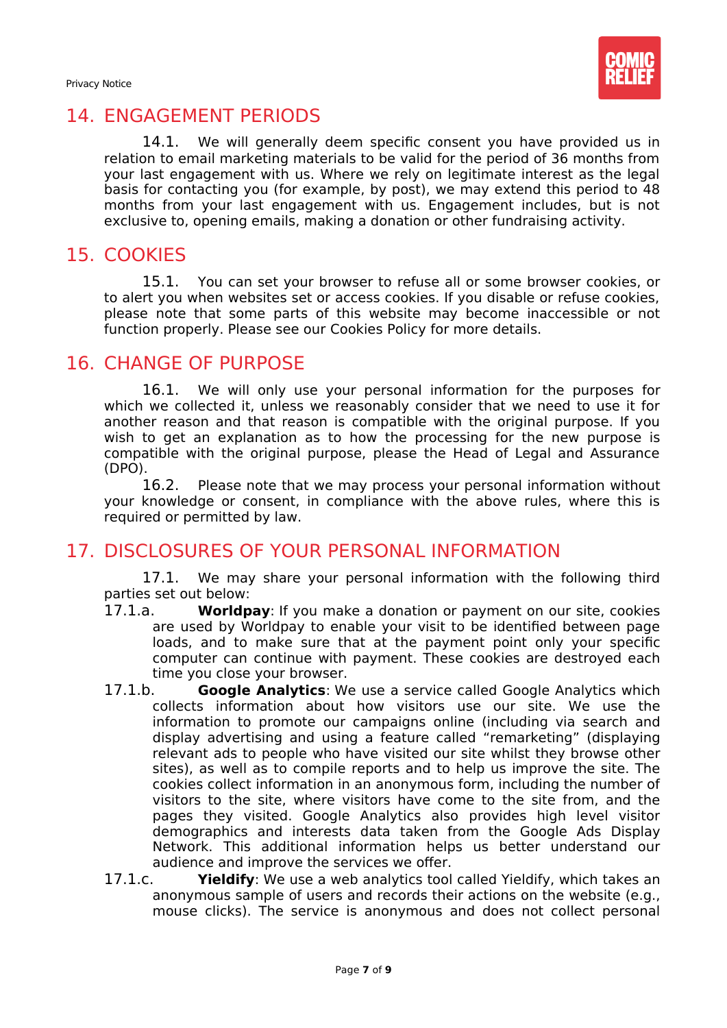## 14. ENGAGEMENT PERIODS

14.1. We will generally deem specific consent you have provided us in relation to email marketing materials to be valid for the period of 36 months from your last engagement with us. Where we rely on legitimate interest as the legal basis for contacting you (for example, by post), we may extend this period to 48 months from your last engagement with us. Engagement includes, but is not exclusive to, opening emails, making a donation or other fundraising activity.

## 15. COOKIES

15.1. You can set your browser to refuse all or some browser cookies, or to alert you when websites set or access cookies. If you disable or refuse cookies, please note that some parts of this website may become inaccessible or not function properly. Please see our Cookies Policy for more details.

## 16. CHANGE OF PURPOSE

16.1. We will only use your personal information for the purposes for which we collected it, unless we reasonably consider that we need to use it for another reason and that reason is compatible with the original purpose. If you wish to get an explanation as to how the processing for the new purpose is compatible with the original purpose, please the Head of Legal and Assurance (DPO).

16.2. Please note that we may process your personal information without your knowledge or consent, in compliance with the above rules, where this is required or permitted by law.

## 17. DISCLOSURES OF YOUR PERSONAL INFORMATION

17.1. We may share your personal information with the following third parties set out below:

17.1.a. **Worldpay**: If you make a donation or payment on our site, cookies are used by Worldpay to enable your visit to be identified between page loads, and to make sure that at the payment point only your specific computer can continue with payment. These cookies are destroyed each time you close your browser.

17.1.b. **Google Analytics**: We use a service called Google Analytics which collects information about how visitors use our site. We use the information to promote our campaigns online (including via search and display advertising and using a feature called "remarketing" (displaying relevant ads to people who have visited our site whilst they browse other sites), as well as to compile reports and to help us improve the site. The cookies collect information in an anonymous form, including the number of visitors to the site, where visitors have come to the site from, and the pages they visited. Google Analytics also provides high level visitor demographics and interests data taken from the Google Ads Display Network. This additional information helps us better understand our audience and improve the services we offer.

17.1.c. **Yieldify**: We use a web analytics tool called Yieldify, which takes an anonymous sample of users and records their actions on the website (e.g., mouse clicks). The service is anonymous and does not collect personal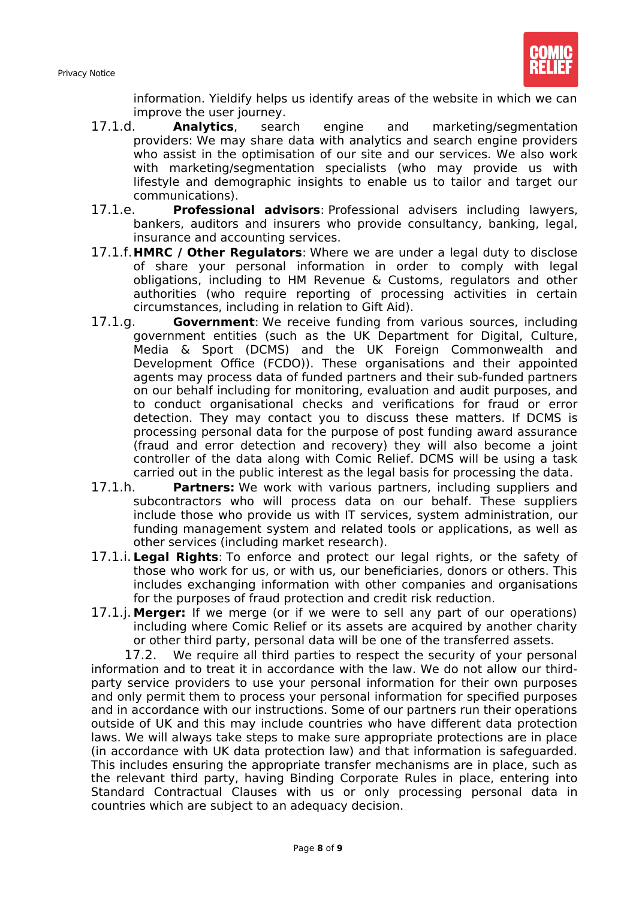information. Yieldify helps us identify areas of the website in which we can improve the user journey.

17.1.d. **Analytics**, search engine and marketing/segmentation providers: We may share data with analytics and search engine providers who assist in the optimisation of our site and our services. We also work with marketing/segmentation specialists (who may provide us with lifestyle and demographic insights to enable us to tailor and target our communications).

17.1.e. **Professional advisors**: Professional advisers including lawyers, bankers, auditors and insurers who provide consultancy, banking, legal, insurance and accounting services.

17.1.f. **HMRC / Other Regulators**: Where we are under a legal duty to disclose of share your personal information in order to comply with legal obligations, including to HM Revenue & Customs, regulators and other authorities (who require reporting of processing activities in certain circumstances, including in relation to Gift Aid).

17.1.g. **Government**: We receive funding from various sources, including government entities (such as the UK Department for Digital, Culture, Media & Sport (DCMS) and the UK Foreign Commonwealth and Development Office (FCDO)). These organisations and their appointed agents may process data of funded partners and their sub-funded partners on our behalf including for monitoring, evaluation and audit purposes, and to conduct organisational checks and verifications for fraud or error detection. They may contact you to discuss these matters. If DCMS is processing personal data for the purpose of post funding award assurance (fraud and error detection and recovery) they will also become a joint controller of the data along with Comic Relief. DCMS will be using a task carried out in the public interest as the legal basis for processing the data.

17.1.h. **Partners:** We work with various partners, including suppliers and subcontractors who will process data on our behalf. These suppliers include those who provide us with IT services, system administration, our funding management system and related tools or applications, as well as other services (including market research).

17.1.i. **Legal Rights**: To enforce and protect our legal rights, or the safety of those who work for us, or with us, our beneficiaries, donors or others. This includes exchanging information with other companies and organisations for the purposes of fraud protection and credit risk reduction.

17.1.j. **Merger:** If we merge (or if we were to sell any part of our operations) including where Comic Relief or its assets are acquired by another charity or other third party, personal data will be one of the transferred assets.

17.2. We require all third parties to respect the security of your personal information and to treat it in accordance with the law. We do not allow our third-party service providers to use your personal information for their own purposes and only permit them to process your personal information for specified purposes and in accordance with our instructions. Some of our partners run their operations outside of UK and this may include countries who have different data protection laws. We will always take steps to make sure appropriate protections are in place (in accordance with UK data protection law) and that information is safeguarded. This includes ensuring the appropriate transfer mechanisms are in place, such as the relevant third party, having Binding Corporate Rules in place, entering into Standard Contractual Clauses with us or only processing personal data in countries which are subject to an adequacy decision.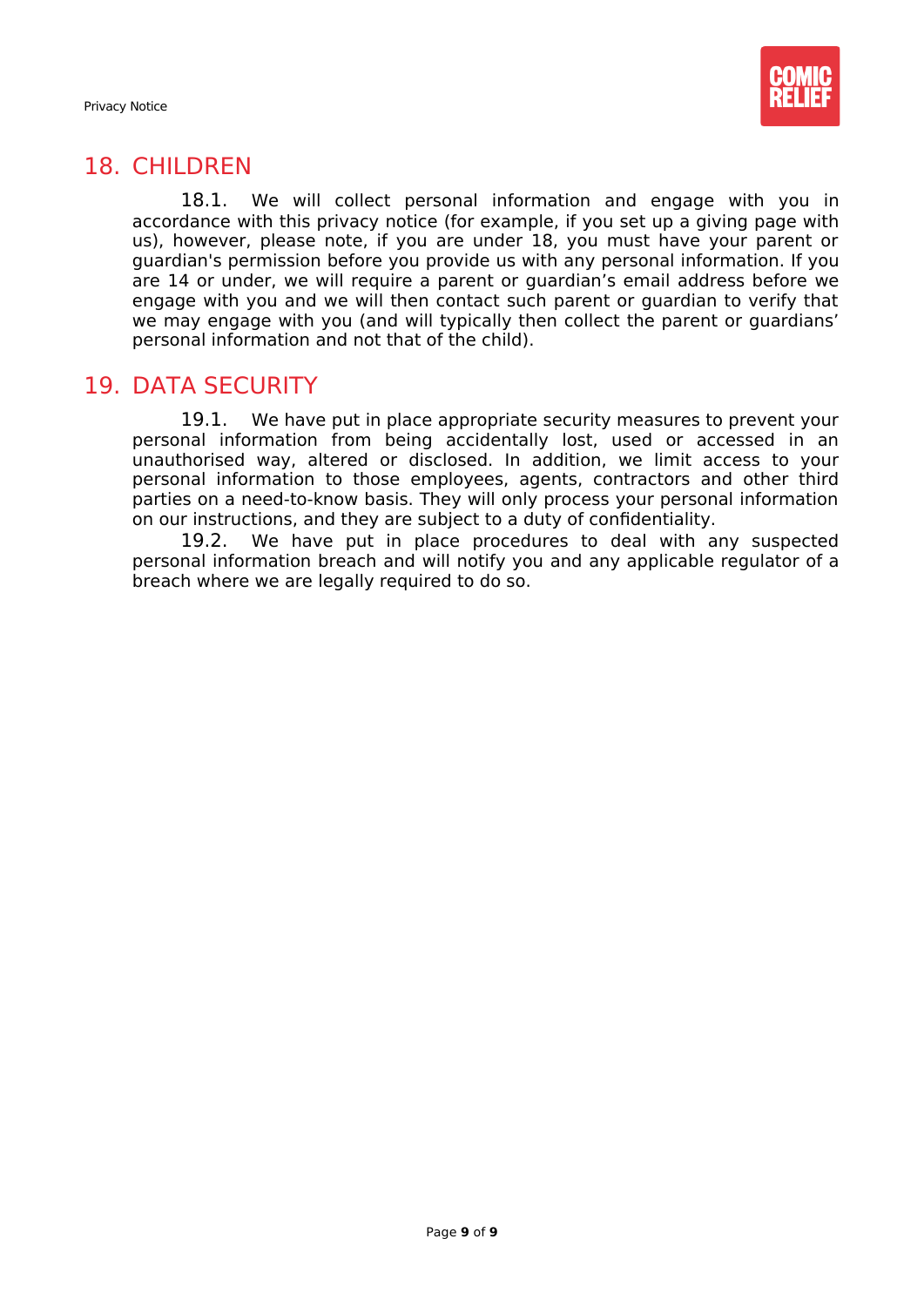## 18. CHILDREN

18.1. We will collect personal information and engage with you in accordance with this privacy notice (for example, if you set up a giving page with us), however, please note, if you are under 18, you must have your parent or guardian's permission before you provide us with any personal information. If you are 14 or under, we will require a parent or guardian's email address before we engage with you and we will then contact such parent or guardian to verify that we may engage with you (and will typically then collect the parent or guardians' personal information and not that of the child).

## 19. DATA SECURITY

19.1. We have put in place appropriate security measures to prevent your personal information from being accidentally lost, used or accessed in an unauthorised way, altered or disclosed. In addition, we limit access to your personal information to those employees, agents, contractors and other third parties on a need-to-know basis. They will only process your personal information on our instructions, and they are subject to a duty of confidentiality.

19.2. We have put in place procedures to deal with any suspected personal information breach and will notify you and any applicable regulator of a breach where we are legally required to do so.